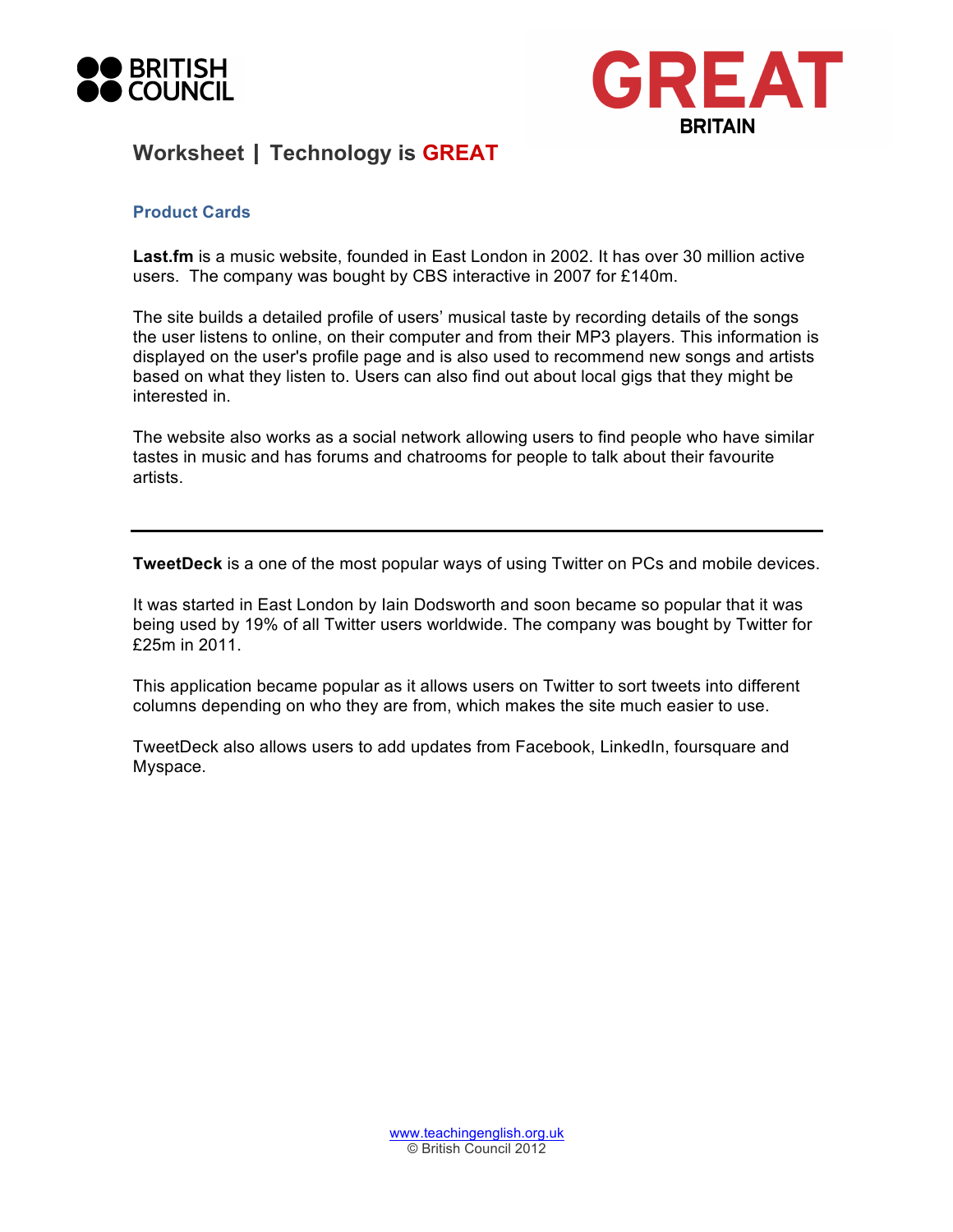# Worksheet | Technology is GREAT

## Product Cards

**Last.fm** is a music website, founded in East London in 2002. It has over 30 million active users. The company was bought by CBS interactive in 2007 for £140m.

The site builds a detailed profile of users' musical taste by recording details of the songs the user listens to online, on their computer and from their MP3 players. This information is displayed on the user's profile page and is also used to recommend new songs and artists based on what they listen to. Users can also find out about local gigs that they might be interested in.

The website also works as a social network allowing users to find people who have similar tastes in music and has forums and chatrooms for people to talk about their favourite artists.

---

**TweetDeck** is a one of the most popular ways of using Twitter on PCs and mobile devices.

It was started in East London by Iain Dodsworth and soon became so popular that it was being used by 19% of all Twitter users worldwide. The company was bought by Twitter for £25m in 2011.

This application became popular as it allows users on Twitter to sort tweets into different columns depending on who they are from, which makes the site much easier to use.

TweetDeck also allows users to add updates from Facebook, LinkedIn, foursquare and Myspace.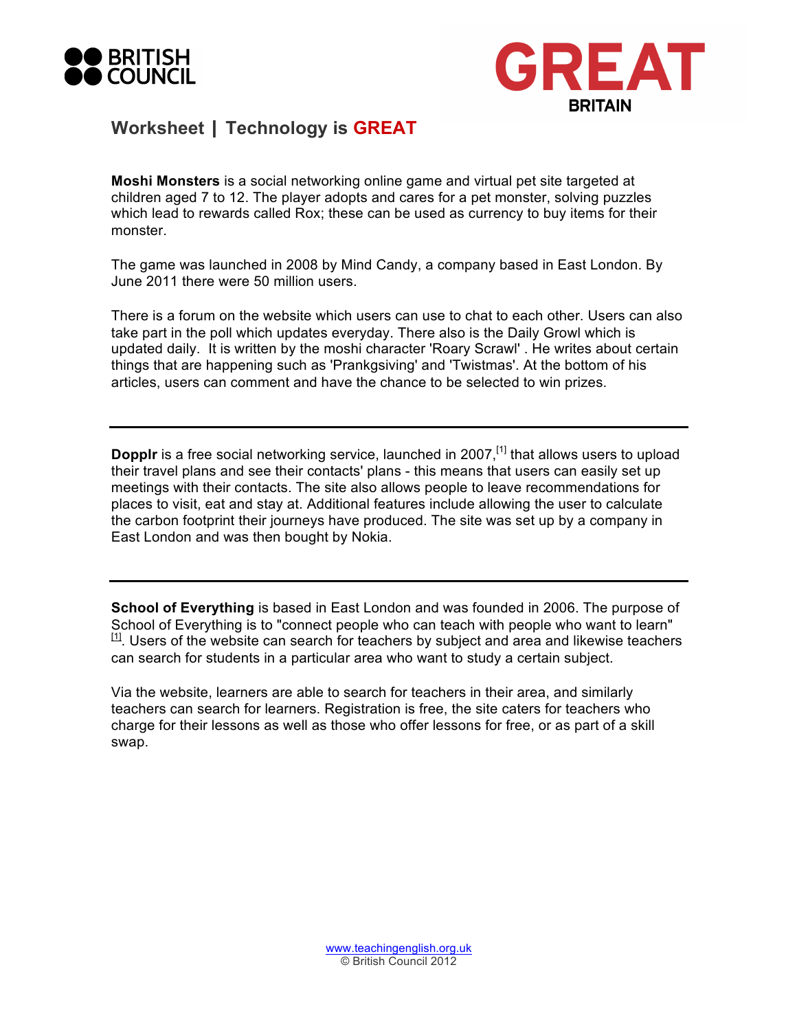## Worksheet | Technology is GREAT

**Moshi Monsters** is a social networking online game and virtual pet site targeted at children aged 7 to 12. The player adopts and cares for a pet monster, solving puzzles which lead to rewards called Rox; these can be used as currency to buy items for their monster.

The game was launched in 2008 by Mind Candy, a company based in East London. By June 2011 there were 50 million users.

There is a forum on the website which users can use to chat to each other. Users can also take part in the poll which updates everyday. There also is the Daily Growl which is updated daily. It is written by the moshi character 'Roary Scrawl' . He writes about certain things that are happening such as 'Prankgsiving' and 'Twistmas'. At the bottom of his articles, users can comment and have the chance to be selected to win prizes.

---

**Dopplr** is a free social networking service, launched in 2007,[1] that allows users to upload their travel plans and see their contacts' plans - this means that users can easily set up meetings with their contacts. The site also allows people to leave recommendations for places to visit, eat and stay at. Additional features include allowing the user to calculate the carbon footprint their journeys have produced. The site was set up by a company in East London and was then bought by Nokia.

---

**School of Everything** is based in East London and was founded in 2006. The purpose of School of Everything is to "connect people who can teach with people who want to learn" [1]. Users of the website can search for teachers by subject and area and likewise teachers can search for students in a particular area who want to study a certain subject.

Via the website, learners are able to search for teachers in their area, and similarly teachers can search for learners. Registration is free, the site caters for teachers who charge for their lessons as well as those who offer lessons for free, or as part of a skill swap.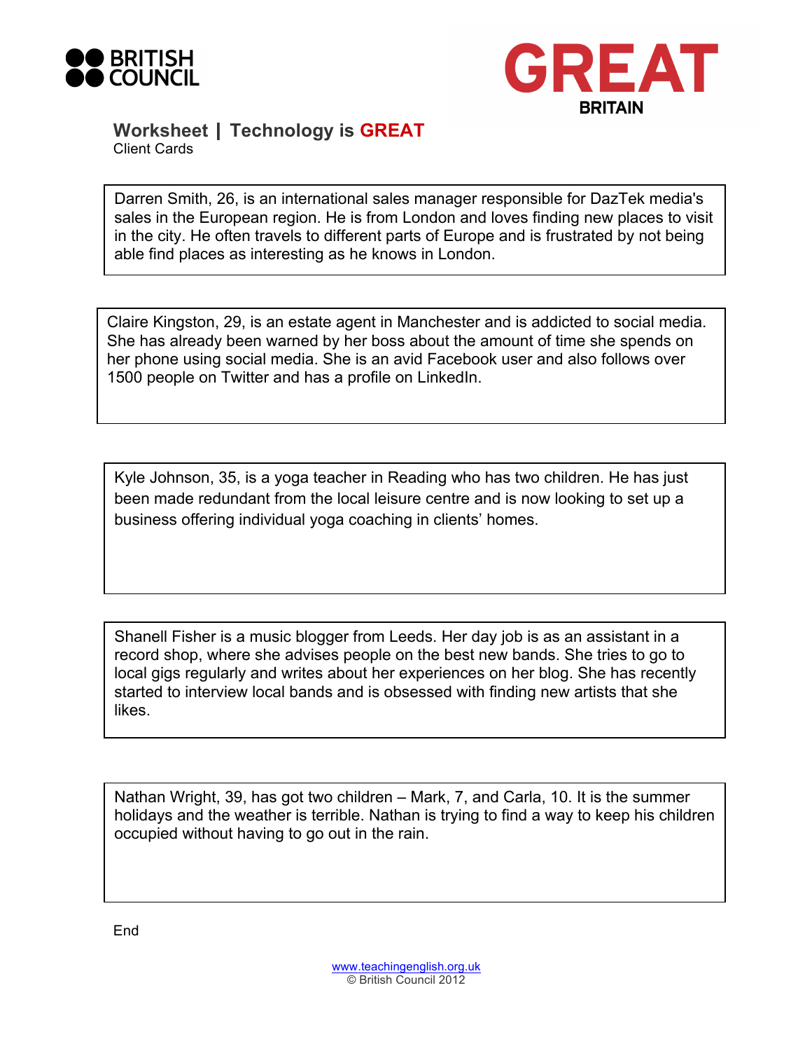**Worksheet | Technology is GREAT**

Client Cards

Darren Smith, 26, is an international sales manager responsible for DazTek media's sales in the European region. He is from London and loves finding new places to visit in the city. He often travels to different parts of Europe and is frustrated by not being able find places as interesting as he knows in London.

Claire Kingston, 29, is an estate agent in Manchester and is addicted to social media. She has already been warned by her boss about the amount of time she spends on her phone using social media. She is an avid Facebook user and also follows over 1500 people on Twitter and has a profile on LinkedIn.

Kyle Johnson, 35, is a yoga teacher in Reading who has two children. He has just been made redundant from the local leisure centre and is now looking to set up a business offering individual yoga coaching in clients' homes.

Shanell Fisher is a music blogger from Leeds. Her day job is as an assistant in a record shop, where she advises people on the best new bands. She tries to go to local gigs regularly and writes about her experiences on her blog. She has recently started to interview local bands and is obsessed with finding new artists that she likes.

Nathan Wright, 39, has got two children – Mark, 7, and Carla, 10. It is the summer holidays and the weather is terrible. Nathan is trying to find a way to keep his children occupied without having to go out in the rain.

End